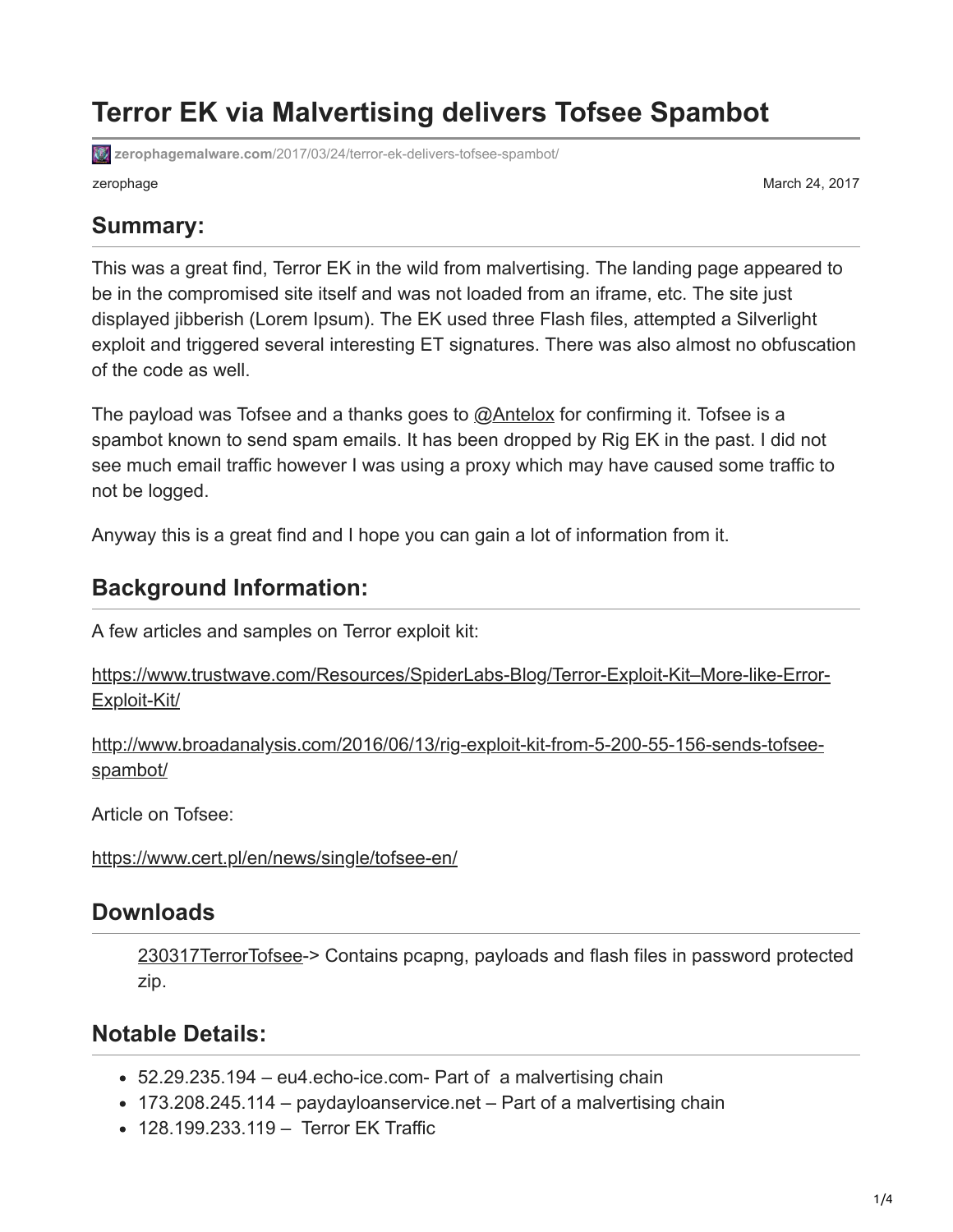# Terror EK via Malvertising delivers Tofsee Spambot

zerophagemalware.com/2017/03/24/terror-ek-delivers-tofsee-spambot/

zerophage

March 24, 2017

## Summary:

This was a great find, Terror EK in the wild from malvertising. The landing page appeared to be in the compromised site itself and was not loaded from an iframe, etc. The site just displayed jibberish (Lorem Ipsum). The EK used three Flash files, attempted a Silverlight exploit and triggered several interesting ET signatures. There was also almost no obfuscation of the code as well.

The payload was Tofsee and a thanks goes to @Antelox for confirming it. Tofsee is a spambot known to send spam emails. It has been dropped by Rig EK in the past. I did not see much email traffic however I was using a proxy which may have caused some traffic to not be logged.

Anyway this is a great find and I hope you can gain a lot of information from it.

## Background Information:

A few articles and samples on Terror exploit kit:

https://www.trustwave.com/Resources/SpiderLabs-Blog/Terror-Exploit-Kit–More-like-Error-Exploit-Kit/

http://www.broadanalysis.com/2016/06/13/rig-exploit-kit-from-5-200-55-156-sends-tofsee-spambot/

Article on Tofsee:

https://www.cert.pl/en/news/single/tofsee-en/

## Downloads

> 230317TerrorTofsee-> Contains pcapng, payloads and flash files in password protected zip.

## Notable Details:

- 52.29.235.194 – eu4.echo-ice.com- Part of a malvertising chain
- 173.208.245.114 – paydayloanservice.net – Part of a malvertising chain
- 128.199.233.119 – Terror EK Traffic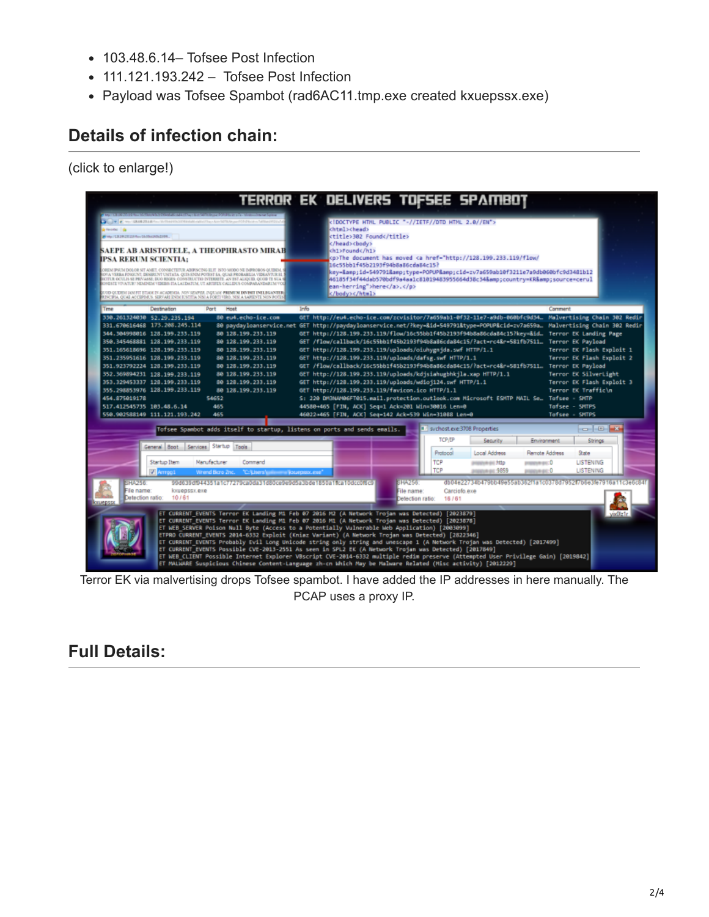- 103.48.6.14– Tofsee Post Infection
- 111.121.193.242 – Tofsee Post Infection
- Payload was Tofsee Spambot (rad6AC11.tmp.exe created kxuepssx.exe)

## Details of infection chain:

(click to enlarge!)

Terror EK via malvertising drops Tofsee spambot. I have added the IP addresses in here manually. The PCAP uses a proxy IP.

## Full Details: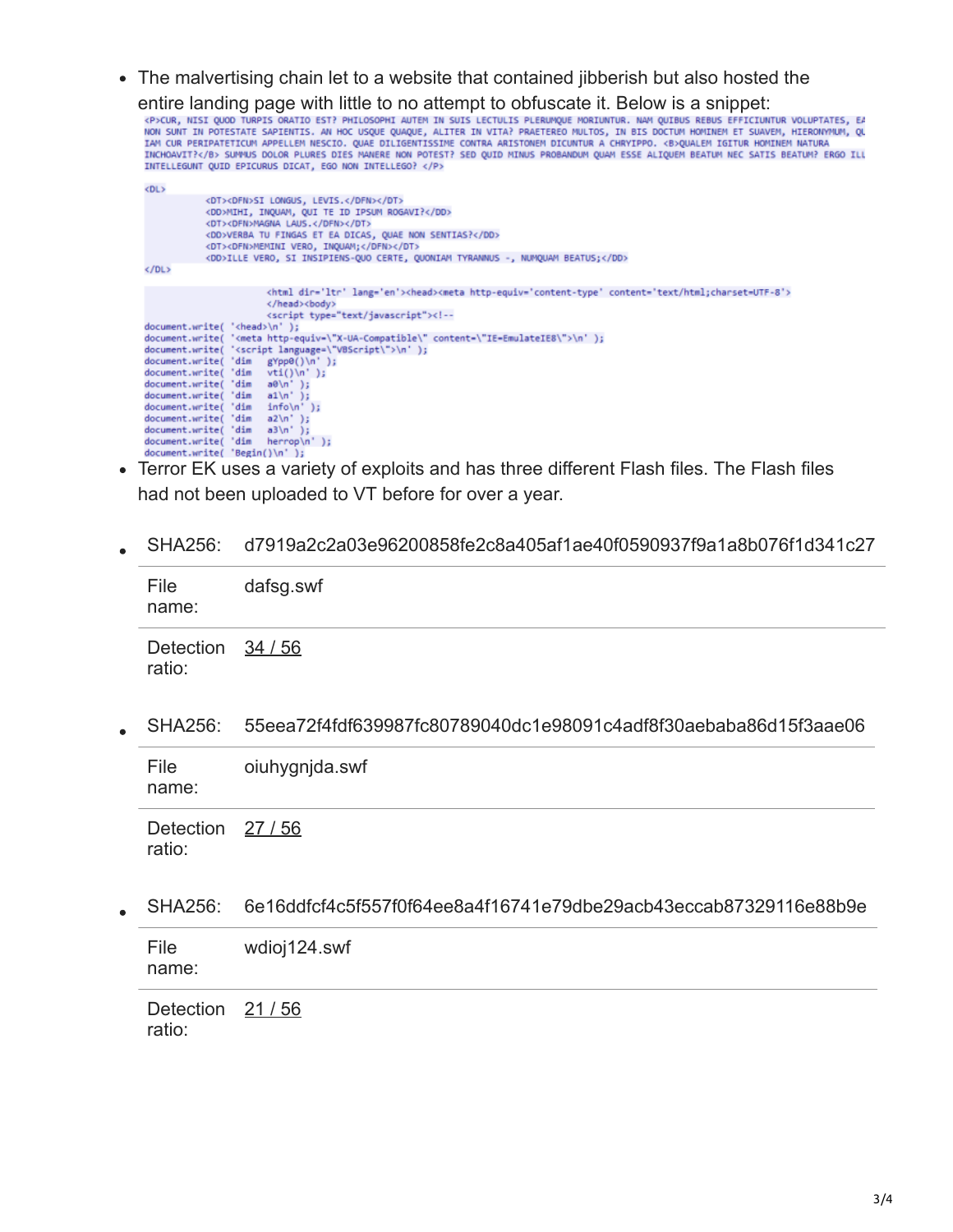- The malvertising chain let to a website that contained jibberish but also hosted the entire landing page with little to no attempt to obfuscate it. Below is a snippet:

```
<P>CUR, NISI QUOD TURPIS ORATIO EST? PHILOSOPHI AUTEM IN SUIS LECTULIS PLERUMQUE MORIUNTUR. NAM QUIBUS REBUS EFFICIUNTUR VOLUPTATES, EA
NON SUNT IN POTESTATE SAPIENTIS. AN HOC USQUE QUAQUE, ALITER IN VITA? PRAETEREO MULTOS, IN BIS DOCTUM HOMINEM ET SUAVEM, HIERONYMUM, QU
IAM CUR PERIPATETICUM APPELLEM NESCIO. QUAE DILIGENTISSIME CONTRA ARISTONEM DICUNTUR A CHRYIPPO. <B>QUALEM IGITUR HOMINEM NATURA
INCHOAVIT?</B> SUMMUS DOLOR PLURES DIES MANERE NON POTEST? SED QUID MINUS PROBANDUM QUAM ESSE ALIQUEM BEATUM NEC SATIS BEATUM? ERGO ILL
INTELLEGUNT QUID EPICURUS DICAT, EGO NON INTELLEGO? </P>

<DL>
        <DT><DFN>SI LONGUS, LEVIS.</DFN></DT>
        <DD>MIHI, INQUAM, QUI TE ID IPSUM ROGAVI?</DD>
        <DT><DFN>MAGNA LAUS.</DFN></DT>
        <DD>VERBA TU FINGAS ET EA DICAS, QUAE NON SENTIAS?</DD>
        <DT><DFN>MEMINI VERO, INQUAM;</DFN></DT>
        <DD>ILLE VERO, SI INSIPIENS-QUO CERTE, QUONIAM TYRANNUS -, NUMQUAM BEATUS;</DD>
</DL>

                <html dir='ltr' lang='en'><head><meta http-equiv='content-type' content='text/html;charset=UTF-8'>
                </head><body>
                <script type="text/javascript"><!--
document.write( '<head>\n' );
document.write( '<meta http-equiv=\"X-UA-Compatible\" content=\"IE=EmulateIE8\">\n' );
document.write( '<script language=\"VBScript\">\n' );
document.write( 'dim  gYpp0()\n' );
document.write( 'dim  vti()\n' );
document.write( 'dim  a0\n' );
document.write( 'dim  a1\n' );
document.write( 'dim  info\n' );
document.write( 'dim  a2\n' );
document.write( 'dim  a3\n' );
document.write( 'dim  herrop\n' );
document.write( 'Begin()\n' );
```

- Terror EK uses a variety of exploits and has three different Flash files. The Flash files had not been uploaded to VT before for over a year.

- | SHA256: | d7919a2c2a03e96200858fe2c8a405af1ae40f0590937f9a1a8b076f1d341c27 |
  |---|---|
  | File name: | dafsg.swf |
  | Detection ratio: | 34 / 56 |

- | SHA256: | 55eea72f4fdf639987fc80789040dc1e98091c4adf8f30aebaba86d15f3aae06 |
  |---|---|
  | File name: | oiuhygnjda.swf |
  | Detection ratio: | 27 / 56 |

- | SHA256: | 6e16ddfcf4c5f557f0f64ee8a4f16741e79dbe29acb43eccab87329116e88b9e |
  |---|---|
  | File name: | wdioj124.swf |
  | Detection ratio: | 21 / 56 |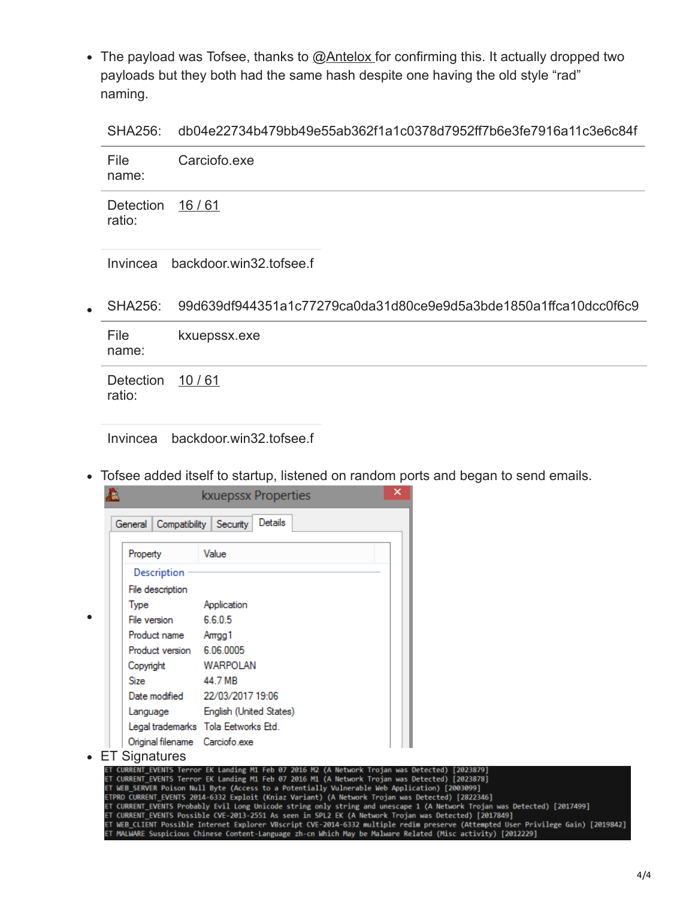- The payload was Tofsee, thanks to @Antelox for confirming this. It actually dropped two payloads but they both had the same hash despite one having the old style "rad" naming.

| SHA256: | db04e22734b479bb49e55ab362f1a1c0378d7952ff7b6e3fe7916a11c3e6c84f |
|---|---|
| File name: | Carciofo.exe |
| Detection ratio: | 16 / 61 |

| | |
|---|---|
| Invincea | backdoor.win32.tofsee.f |

- | SHA256: | 99d639df944351a1c77279ca0da31d80ce9e9d5a3bde1850a1ffca10dcc0f6c9 |
  |---|---|
  | File name: | kxuepssx.exe |
  | Detection ratio: | 10 / 61 |

| | |
|---|---|
| Invincea | backdoor.win32.tofsee.f |

- Tofsee added itself to startup, listened on random ports and began to send emails.

- kxuepssx Properties

  General | Compatibility | Security | Details

  | Property | Value |
  |---|---|
  | **Description** | |
  | File description | |
  | Type | Application |
  | File version | 6.6.0.5 |
  | Product name | Amgg1 |
  | Product version | 6.06.0005 |
  | Copyright | WARPOLAN |
  | Size | 44.7 MB |
  | Date modified | 22/03/2017 19:06 |
  | Language | English (United States) |
  | Legal trademarks | Tola Eetworks Etd. |
  | Original filename | Carciofo.exe |

- ET Signatures

```
ET CURRENT_EVENTS Terror EK Landing M1 Feb 07 2016 M2 (A Network Trojan was Detected) [2023879]
ET CURRENT_EVENTS Terror EK Landing M1 Feb 07 2016 M1 (A Network Trojan was Detected) [2023878]
ET WEB_SERVER Poison Null Byte (Access to a Potentially Vulnerable Web Application) [2003099]
ETPRO CURRENT_EVENTS 2014-6332 Exploit (Kniaz Variant) (A Network Trojan was Detected) [2822346]
ET CURRENT_EVENTS Probably Evil Long Unicode string only string and unescape 1 (A Network Trojan was Detected) [2017499]
ET CURRENT_EVENTS Possible CVE-2013-2551 As seen in SPL2 EK (A Network Trojan was Detected) [2017849]
ET WEB_CLIENT Possible Internet Explorer VBscript CVE-2014-6332 multiple redim preserve (Attempted User Privilege Gain) [2019842]
ET MALWARE Suspicious Chinese Content-Language zh-cn Which May be Malware Related (Misc activity) [2012229]
```